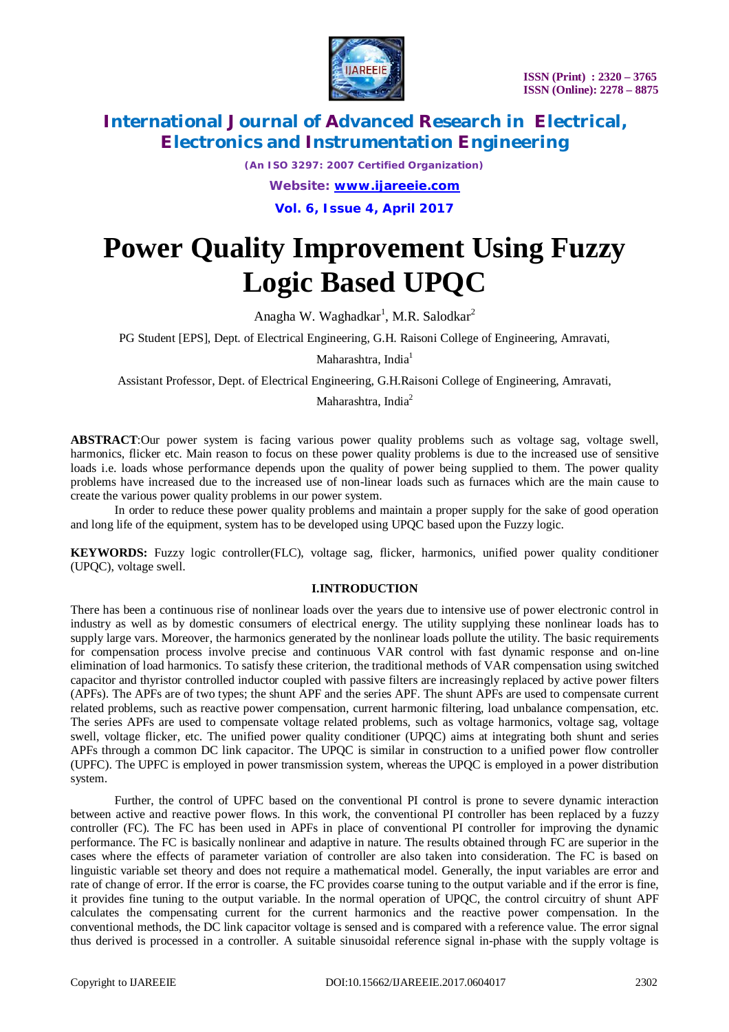# Power Quality Improvement Using Fuzzy Logic Based UPQC

Anagha W. Waghadkar[1], M.R. Salodkar[2]

PG Student [EPS], Dept. of Electrical Engineering, G.H. Raisoni College of Engineering, Amravati, Maharashtra, India[1]

Assistant Professor, Dept. of Electrical Engineering, G.H.Raisoni College of Engineering, Amravati, Maharashtra, India[2]

**ABSTRACT**:Our power system is facing various power quality problems such as voltage sag, voltage swell, harmonics, flicker etc. Main reason to focus on these power quality problems is due to the increased use of sensitive loads i.e. loads whose performance depends upon the quality of power being supplied to them. The power quality problems have increased due to the increased use of non-linear loads such as furnaces which are the main cause to create the various power quality problems in our power system.

In order to reduce these power quality problems and maintain a proper supply for the sake of good operation and long life of the equipment, system has to be developed using UPQC based upon the Fuzzy logic.

**KEYWORDS:** Fuzzy logic controller(FLC), voltage sag, flicker, harmonics, unified power quality conditioner (UPQC), voltage swell.

## I.INTRODUCTION

There has been a continuous rise of nonlinear loads over the years due to intensive use of power electronic control in industry as well as by domestic consumers of electrical energy. The utility supplying these nonlinear loads has to supply large vars. Moreover, the harmonics generated by the nonlinear loads pollute the utility. The basic requirements for compensation process involve precise and continuous VAR control with fast dynamic response and on-line elimination of load harmonics. To satisfy these criterion, the traditional methods of VAR compensation using switched capacitor and thyristor controlled inductor coupled with passive filters are increasingly replaced by active power filters (APFs). The APFs are of two types; the shunt APF and the series APF. The shunt APFs are used to compensate current related problems, such as reactive power compensation, current harmonic filtering, load unbalance compensation, etc. The series APFs are used to compensate voltage related problems, such as voltage harmonics, voltage sag, voltage swell, voltage flicker, etc. The unified power quality conditioner (UPQC) aims at integrating both shunt and series APFs through a common DC link capacitor. The UPQC is similar in construction to a unified power flow controller (UPFC). The UPFC is employed in power transmission system, whereas the UPQC is employed in a power distribution system.

Further, the control of UPFC based on the conventional PI control is prone to severe dynamic interaction between active and reactive power flows. In this work, the conventional PI controller has been replaced by a fuzzy controller (FC). The FC has been used in APFs in place of conventional PI controller for improving the dynamic performance. The FC is basically nonlinear and adaptive in nature. The results obtained through FC are superior in the cases where the effects of parameter variation of controller are also taken into consideration. The FC is based on linguistic variable set theory and does not require a mathematical model. Generally, the input variables are error and rate of change of error. If the error is coarse, the FC provides coarse tuning to the output variable and if the error is fine, it provides fine tuning to the output variable. In the normal operation of UPQC, the control circuitry of shunt APF calculates the compensating current for the current harmonics and the reactive power compensation. In the conventional methods, the DC link capacitor voltage is sensed and is compared with a reference value. The error signal thus derived is processed in a controller. A suitable sinusoidal reference signal in-phase with the supply voltage is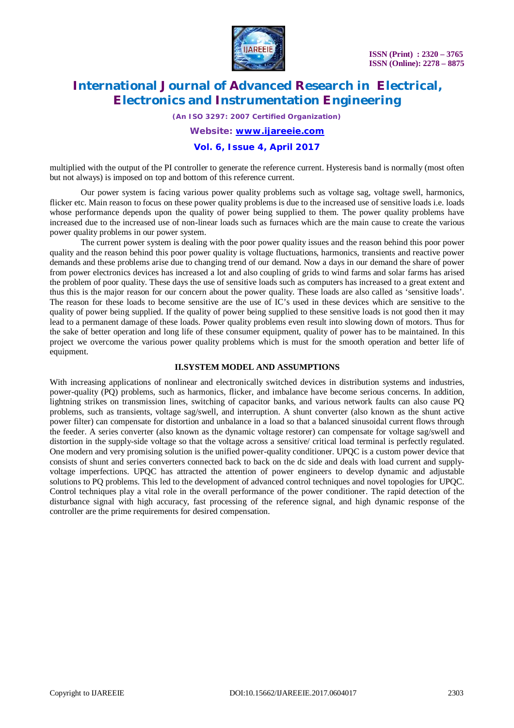multiplied with the output of the PI controller to generate the reference current. Hysteresis band is normally (most often but not always) is imposed on top and bottom of this reference current.

Our power system is facing various power quality problems such as voltage sag, voltage swell, harmonics, flicker etc. Main reason to focus on these power quality problems is due to the increased use of sensitive loads i.e. loads whose performance depends upon the quality of power being supplied to them. The power quality problems have increased due to the increased use of non-linear loads such as furnaces which are the main cause to create the various power quality problems in our power system.

The current power system is dealing with the poor power quality issues and the reason behind this poor power quality and the reason behind this poor power quality is voltage fluctuations, harmonics, transients and reactive power demands and these problems arise due to changing trend of our demand. Now a days in our demand the share of power from power electronics devices has increased a lot and also coupling of grids to wind farms and solar farms has arised the problem of poor quality. These days the use of sensitive loads such as computers has increased to a great extent and thus this is the major reason for our concern about the power quality. These loads are also called as 'sensitive loads'. The reason for these loads to become sensitive are the use of IC's used in these devices which are sensitive to the quality of power being supplied. If the quality of power being supplied to these sensitive loads is not good then it may lead to a permanent damage of these loads. Power quality problems even result into slowing down of motors. Thus for the sake of better operation and long life of these consumer equipment, quality of power has to be maintained. In this project we overcome the various power quality problems which is must for the smooth operation and better life of equipment.

## II.SYSTEM MODEL AND ASSUMPTIONS

With increasing applications of nonlinear and electronically switched devices in distribution systems and industries, power-quality (PQ) problems, such as harmonics, flicker, and imbalance have become serious concerns. In addition, lightning strikes on transmission lines, switching of capacitor banks, and various network faults can also cause PQ problems, such as transients, voltage sag/swell, and interruption. A shunt converter (also known as the shunt active power filter) can compensate for distortion and unbalance in a load so that a balanced sinusoidal current flows through the feeder. A series converter (also known as the dynamic voltage restorer) can compensate for voltage sag/swell and distortion in the supply-side voltage so that the voltage across a sensitive/ critical load terminal is perfectly regulated. One modern and very promising solution is the unified power-quality conditioner. UPQC is a custom power device that consists of shunt and series converters connected back to back on the dc side and deals with load current and supply-voltage imperfections. UPQC has attracted the attention of power engineers to develop dynamic and adjustable solutions to PQ problems. This led to the development of advanced control techniques and novel topologies for UPQC. Control techniques play a vital role in the overall performance of the power conditioner. The rapid detection of the disturbance signal with high accuracy, fast processing of the reference signal, and high dynamic response of the controller are the prime requirements for desired compensation.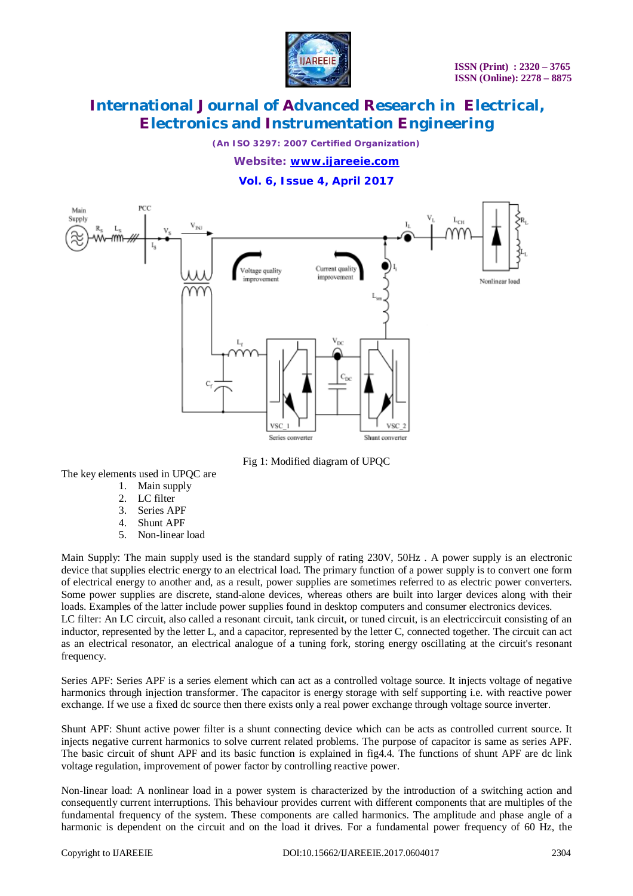Fig 1: Modified diagram of UPQC

The key elements used in UPQC are

1. Main supply
2. LC filter
3. Series APF
4. Shunt APF
5. Non-linear load

Main Supply: The main supply used is the standard supply of rating 230V, 50Hz . A power supply is an electronic device that supplies electric energy to an electrical load. The primary function of a power supply is to convert one form of electrical energy to another and, as a result, power supplies are sometimes referred to as electric power converters. Some power supplies are discrete, stand-alone devices, whereas others are built into larger devices along with their loads. Examples of the latter include power supplies found in desktop computers and consumer electronics devices.

LC filter: An LC circuit, also called a resonant circuit, tank circuit, or tuned circuit, is an electriccircuit consisting of an inductor, represented by the letter L, and a capacitor, represented by the letter C, connected together. The circuit can act as an electrical resonator, an electrical analogue of a tuning fork, storing energy oscillating at the circuit's resonant frequency.

Series APF: Series APF is a series element which can act as a controlled voltage source. It injects voltage of negative harmonics through injection transformer. The capacitor is energy storage with self supporting i.e. with reactive power exchange. If we use a fixed dc source then there exists only a real power exchange through voltage source inverter.

Shunt APF: Shunt active power filter is a shunt connecting device which can be acts as controlled current source. It injects negative current harmonics to solve current related problems. The purpose of capacitor is same as series APF. The basic circuit of shunt APF and its basic function is explained in fig4.4. The functions of shunt APF are dc link voltage regulation, improvement of power factor by controlling reactive power.

Non-linear load: A nonlinear load in a power system is characterized by the introduction of a switching action and consequently current interruptions. This behaviour provides current with different components that are multiples of the fundamental frequency of the system. These components are called harmonics. The amplitude and phase angle of a harmonic is dependent on the circuit and on the load it drives. For a fundamental power frequency of 60 Hz, the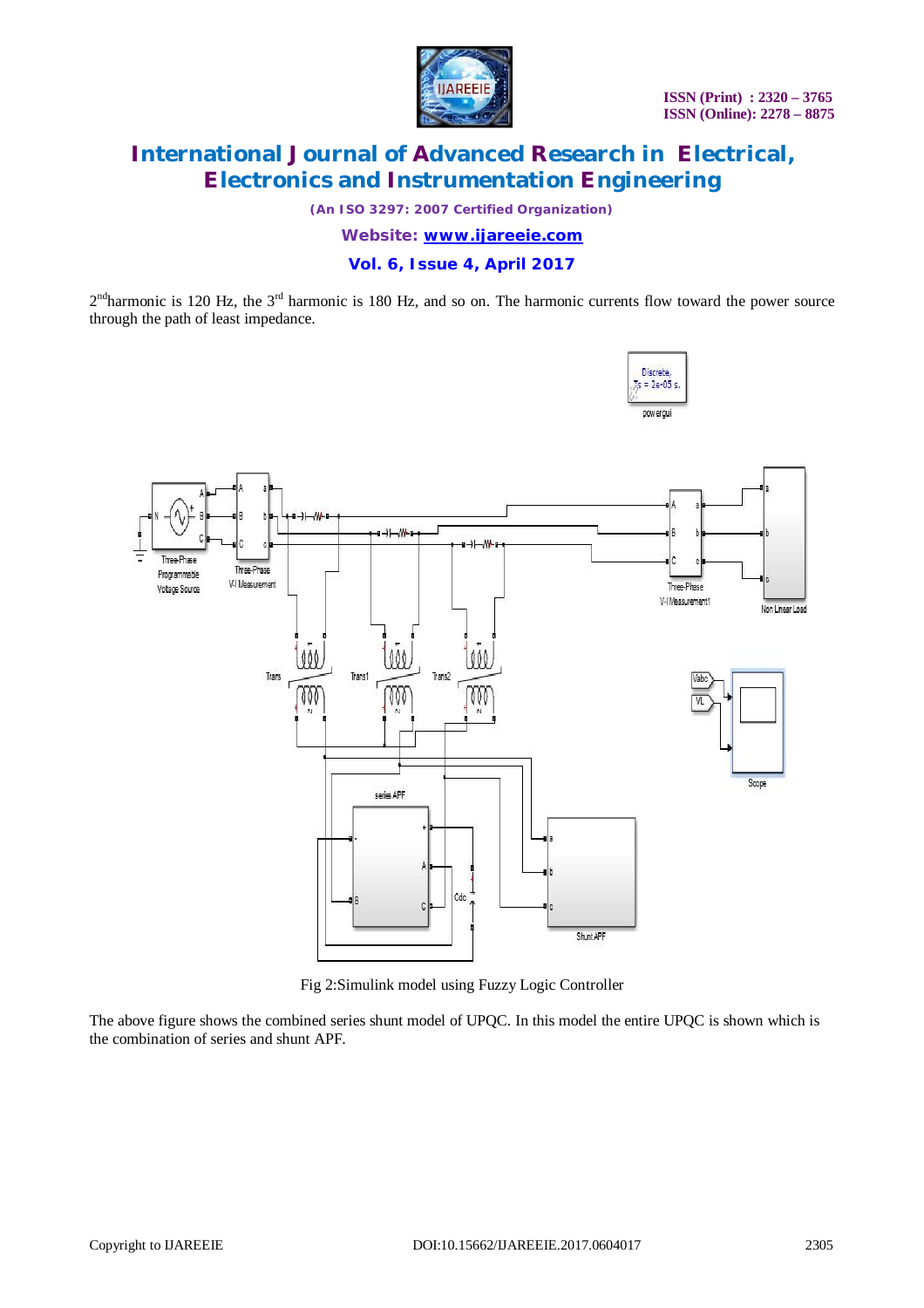$2^{nd}$harmonic is 120 Hz, the $3^{rd}$ harmonic is 180 Hz, and so on. The harmonic currents flow toward the power source through the path of least impedance.

Fig 2:Simulink model using Fuzzy Logic Controller

The above figure shows the combined series shunt model of UPQC. In this model the entire UPQC is shown which is the combination of series and shunt APF.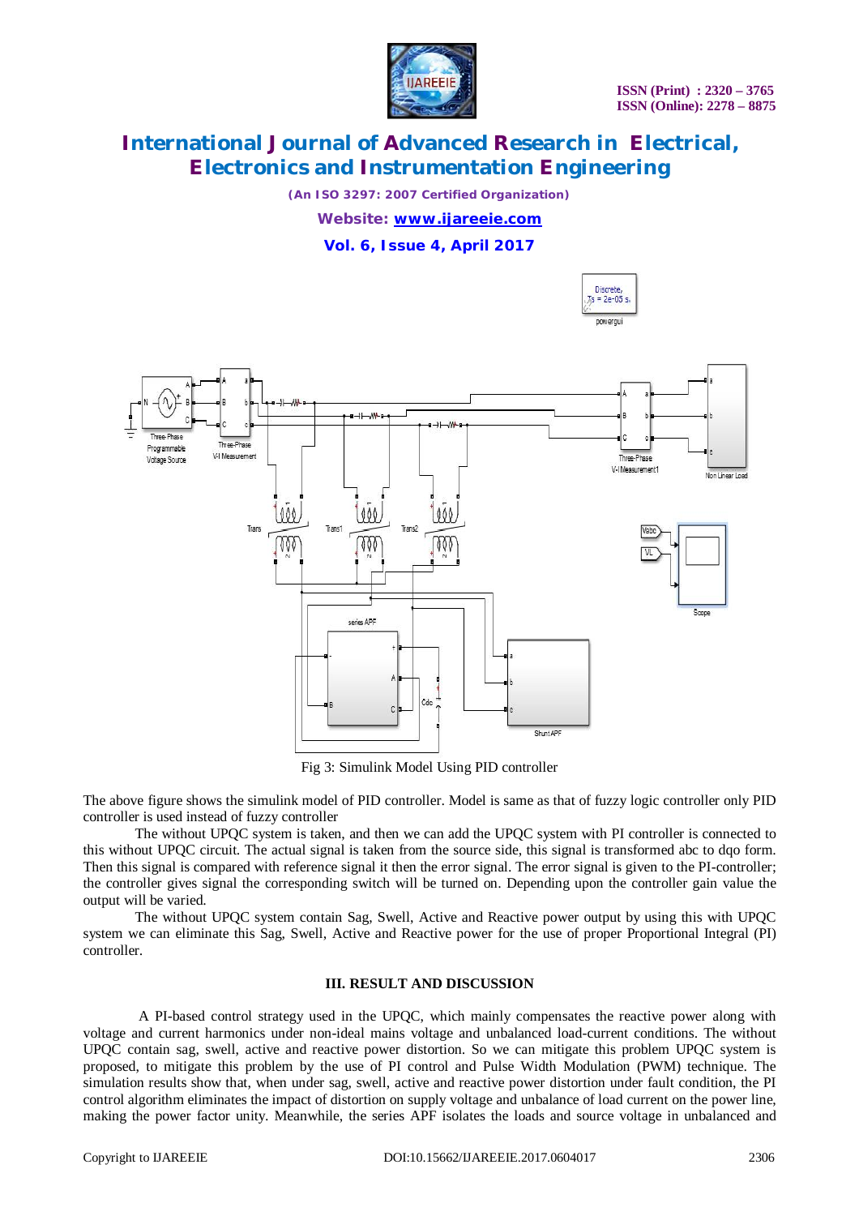Fig 3: Simulink Model Using PID controller

The above figure shows the simulink model of PID controller. Model is same as that of fuzzy logic controller only PID controller is used instead of fuzzy controller

The without UPQC system is taken, and then we can add the UPQC system with PI controller is connected to this without UPQC circuit. The actual signal is taken from the source side, this signal is transformed abc to dqo form. Then this signal is compared with reference signal it then the error signal. The error signal is given to the PI-controller; the controller gives signal the corresponding switch will be turned on. Depending upon the controller gain value the output will be varied.

The without UPQC system contain Sag, Swell, Active and Reactive power output by using this with UPQC system we can eliminate this Sag, Swell, Active and Reactive power for the use of proper Proportional Integral (PI) controller.

## III. RESULT AND DISCUSSION

A PI-based control strategy used in the UPQC, which mainly compensates the reactive power along with voltage and current harmonics under non-ideal mains voltage and unbalanced load-current conditions. The without UPQC contain sag, swell, active and reactive power distortion. So we can mitigate this problem UPQC system is proposed, to mitigate this problem by the use of PI control and Pulse Width Modulation (PWM) technique. The simulation results show that, when under sag, swell, active and reactive power distortion under fault condition, the PI control algorithm eliminates the impact of distortion on supply voltage and unbalance of load current on the power line, making the power factor unity. Meanwhile, the series APF isolates the loads and source voltage in unbalanced and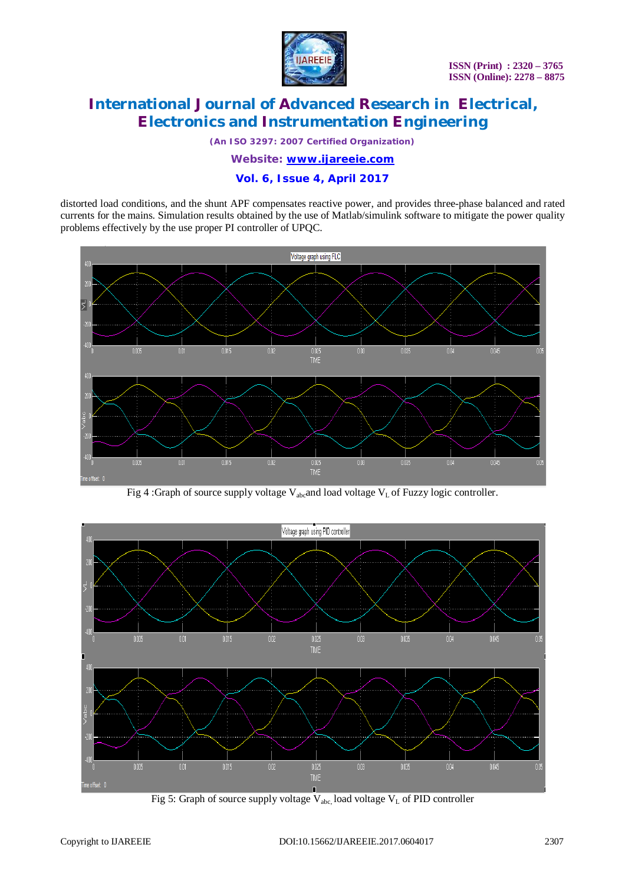distorted load conditions, and the shunt APF compensates reactive power, and provides three-phase balanced and rated currents for the mains. Simulation results obtained by the use of Matlab/simulink software to mitigate the power quality problems effectively by the use proper PI controller of UPQC.

Fig 4 :Graph of source supply voltage $V_{abc}$and load voltage $V_L$ of Fuzzy logic controller.

Fig 5: Graph of source supply voltage $V_{abc,}$ load voltage $V_L$ of PID controller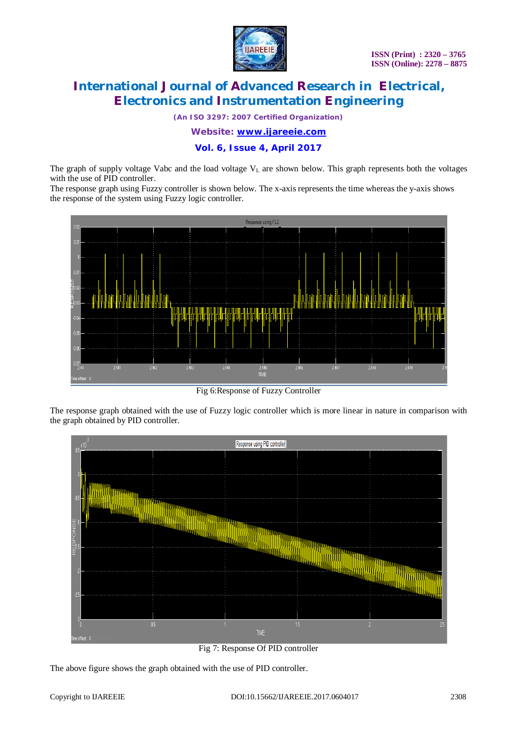The graph of supply voltage Vabc and the load voltage $V_L$ are shown below. This graph represents both the voltages with the use of PID controller.

The response graph using Fuzzy controller is shown below. The x-axis represents the time whereas the y-axis shows the response of the system using Fuzzy logic controller.

Fig 6:Response of Fuzzy Controller

The response graph obtained with the use of Fuzzy logic controller which is more linear in nature in comparison with the graph obtained by PID controller.

Fig 7: Response Of PID controller

The above figure shows the graph obtained with the use of PID controller.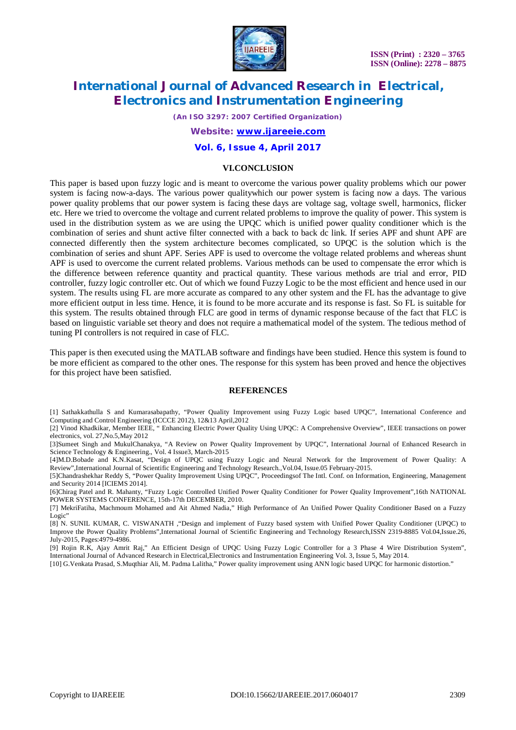## VI.CONCLUSION

This paper is based upon fuzzy logic and is meant to overcome the various power quality problems which our power system is facing now-a-days. The various power qualitywhich our power system is facing now a days. The various power quality problems that our power system is facing these days are voltage sag, voltage swell, harmonics, flicker etc. Here we tried to overcome the voltage and current related problems to improve the quality of power. This system is used in the distribution system as we are using the UPQC which is unified power quality conditioner which is the combination of series and shunt active filter connected with a back to back dc link. If series APF and shunt APF are connected differently then the system architecture becomes complicated, so UPQC is the solution which is the combination of series and shunt APF. Series APF is used to overcome the voltage related problems and whereas shunt APF is used to overcome the current related problems. Various methods can be used to compensate the error which is the difference between reference quantity and practical quantity. These various methods are trial and error, PID controller, fuzzy logic controller etc. Out of which we found Fuzzy Logic to be the most efficient and hence used in our system. The results using FL are more accurate as compared to any other system and the FL has the advantage to give more efficient output in less time. Hence, it is found to be more accurate and its response is fast. So FL is suitable for this system. The results obtained through FLC are good in terms of dynamic response because of the fact that FLC is based on linguistic variable set theory and does not require a mathematical model of the system. The tedious method of tuning PI controllers is not required in case of FLC.

This paper is then executed using the MATLAB software and findings have been studied. Hence this system is found to be more efficient as compared to the other ones. The response for this system has been proved and hence the objectives for this project have been satisfied.

## REFERENCES

[1] Sathakkathulla S and Kumarasabapathy, "Power Quality Improvement using Fuzzy Logic based UPQC", International Conference and Computing and Control Engineering (ICCCE 2012), 12&13 April,2012

[2] Vinod Khadkikar, Member IEEE, " Enhancing Electric Power Quality Using UPQC: A Comprehensive Overview", IEEE transactions on power electronics, vol. 27,No.5,May 2012

[3]Sumeet Singh and MukulChanakya, "A Review on Power Quality Improvement by UPQC", International Journal of Enhanced Research in Science Technology & Engineering., Vol. 4 Issue3, March-2015

[4]M.D.Bobade and K.N.Kasat, "Design of UPQC using Fuzzy Logic and Neural Network for the Improvement of Power Quality: A Review",International Journal of Scientific Engineering and Technology Research.,Vol.04, Issue.05 February-2015.

[5]Chandrashekhar Reddy S, "Power Quality Improvement Using UPQC", Proceedingsof The Intl. Conf. on Information, Engineering, Management and Security 2014 [ICIEMS 2014].

[6]Chirag Patel and R. Mahanty, "Fuzzy Logic Controlled Unified Power Quality Conditioner for Power Quality Improvement",16th NATIONAL POWER SYSTEMS CONFERENCE, 15th-17th DECEMBER, 2010.

[7] MekriFatiha, Machmoum Mohamed and Ait Ahmed Nadia," High Performance of An Unified Power Quality Conditioner Based on a Fuzzy Logic"

[8] N. SUNIL KUMAR, C. VISWANATH ,"Design and implement of Fuzzy based system with Unified Power Quality Conditioner (UPQC) to Improve the Power Quality Problems",International Journal of Scientific Engineering and Technology Research,ISSN 2319-8885 Vol.04,Issue.26, July-2015, Pages:4979-4986.

[9] Rojin R.K, Ajay Amrit Raj," An Efficient Design of UPQC Using Fuzzy Logic Controller for a 3 Phase 4 Wire Distribution System", International Journal of Advanced Research in Electrical,Electronics and Instrumentation Engineering Vol. 3, Issue 5, May 2014.

[10] G.Venkata Prasad, S.Muqthiar Ali, M. Padma Lalitha," Power quality improvement using ANN logic based UPQC for harmonic distortion."